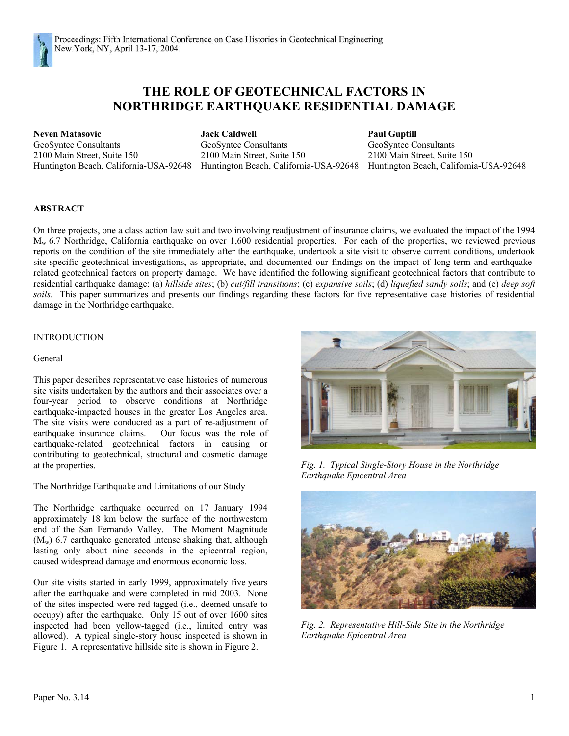# THE ROLE OF GEOTECHNICAL FACTORS IN NORTHRIDGE EARTHQUAKE RESIDENTIAL DAMAGE

**Neven Matasovic**
GeoSyntec Consultants
2100 Main Street, Suite 150
Huntington Beach, California-USA-92648

**Jack Caldwell**
GeoSyntec Consultants
2100 Main Street, Suite 150
Huntington Beach, California-USA-92648

**Paul Guptill**
GeoSyntec Consultants
2100 Main Street, Suite 150
Huntington Beach, California-USA-92648

## ABSTRACT

On three projects, one a class action law suit and two involving readjustment of insurance claims, we evaluated the impact of the 1994 $M_w$ 6.7 Northridge, California earthquake on over 1,600 residential properties. For each of the properties, we reviewed previous reports on the condition of the site immediately after the earthquake, undertook a site visit to observe current conditions, undertook site-specific geotechnical investigations, as appropriate, and documented our findings on the impact of long-term and earthquake-related geotechnical factors on property damage. We have identified the following significant geotechnical factors that contribute to residential earthquake damage: (a) *hillside sites*; (b) *cut/fill transitions*; (c) *expansive soils*; (d) *liquefied sandy soils*; and (e) *deep soft soils*. This paper summarizes and presents our findings regarding these factors for five representative case histories of residential damage in the Northridge earthquake.

## INTRODUCTION

### General

This paper describes representative case histories of numerous site visits undertaken by the authors and their associates over a four-year period to observe conditions at Northridge earthquake-impacted houses in the greater Los Angeles area. The site visits were conducted as a part of re-adjustment of earthquake insurance claims. Our focus was the role of earthquake-related geotechnical factors in causing or contributing to geotechnical, structural and cosmetic damage at the properties.

### The Northridge Earthquake and Limitations of our Study

The Northridge earthquake occurred on 17 January 1994 approximately 18 km below the surface of the northwestern end of the San Fernando Valley. The Moment Magnitude ($M_w$) 6.7 earthquake generated intense shaking that, although lasting only about nine seconds in the epicentral region, caused widespread damage and enormous economic loss.

Our site visits started in early 1999, approximately five years after the earthquake and were completed in mid 2003. None of the sites inspected were red-tagged (i.e., deemed unsafe to occupy) after the earthquake. Only 15 out of over 1600 sites inspected had been yellow-tagged (i.e., limited entry was allowed). A typical single-story house inspected is shown in Figure 1. A representative hillside site is shown in Figure 2.

*Fig. 1. Typical Single-Story House in the Northridge Earthquake Epicentral Area*

*Fig. 2. Representative Hill-Side Site in the Northridge Earthquake Epicentral Area*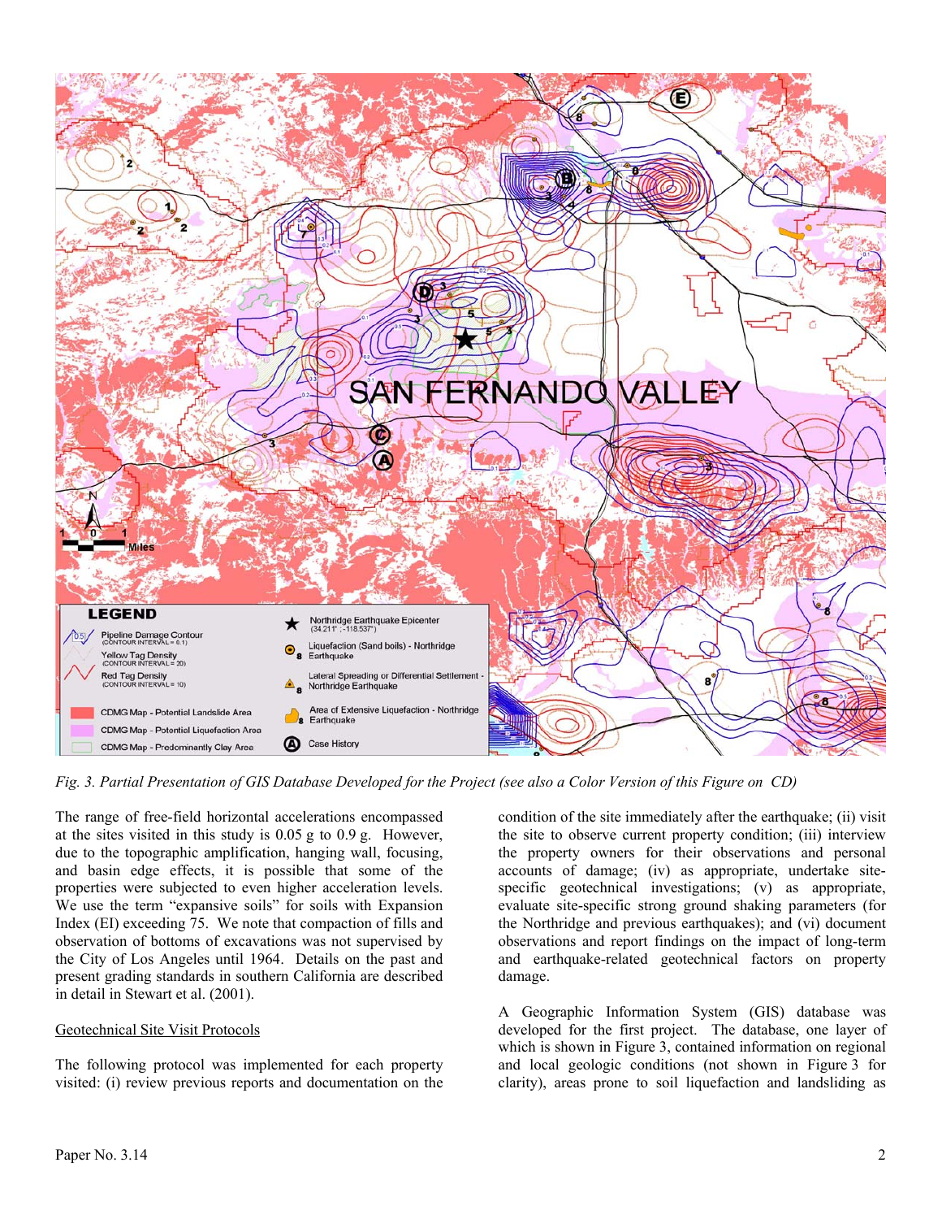*Fig. 3. Partial Presentation of GIS Database Developed for the Project (see also a Color Version of this Figure on CD)*

The range of free-field horizontal accelerations encompassed at the sites visited in this study is 0.05 g to 0.9 g. However, due to the topographic amplification, hanging wall, focusing, and basin edge effects, it is possible that some of the properties were subjected to even higher acceleration levels. We use the term "expansive soils" for soils with Expansion Index (EI) exceeding 75. We note that compaction of fills and observation of bottoms of excavations was not supervised by the City of Los Angeles until 1964. Details on the past and present grading standards in southern California are described in detail in Stewart et al. (2001).

## Geotechnical Site Visit Protocols

The following protocol was implemented for each property visited: (i) review previous reports and documentation on the condition of the site immediately after the earthquake; (ii) visit the site to observe current property condition; (iii) interview the property owners for their observations and personal accounts of damage; (iv) as appropriate, undertake site-specific geotechnical investigations; (v) as appropriate, evaluate site-specific strong ground shaking parameters (for the Northridge and previous earthquakes); and (vi) document observations and report findings on the impact of long-term and earthquake-related geotechnical factors on property damage.

A Geographic Information System (GIS) database was developed for the first project. The database, one layer of which is shown in Figure 3, contained information on regional and local geologic conditions (not shown in Figure 3 for clarity), areas prone to soil liquefaction and landsliding as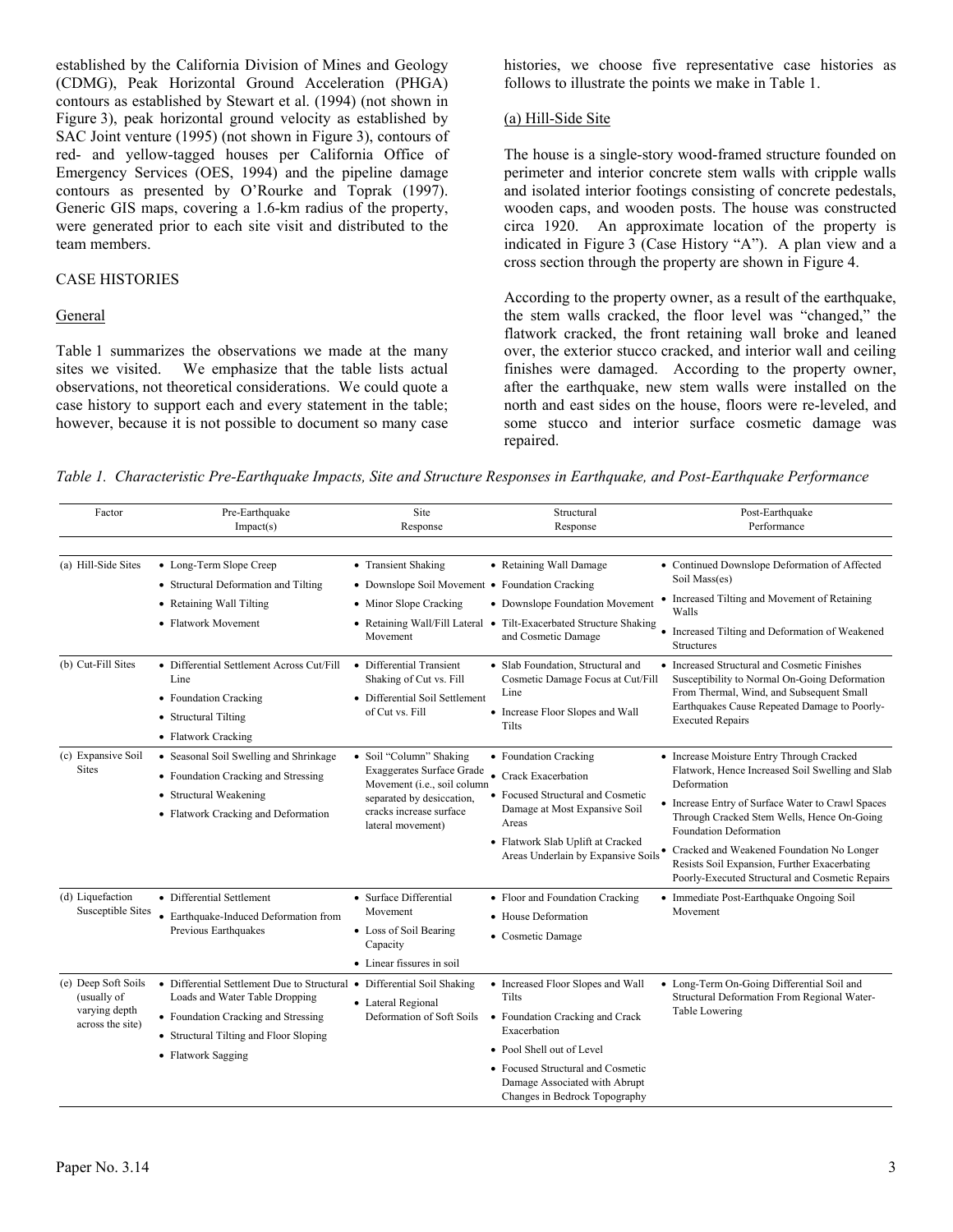established by the California Division of Mines and Geology (CDMG), Peak Horizontal Ground Acceleration (PHGA) contours as established by Stewart et al. (1994) (not shown in Figure 3), peak horizontal ground velocity as established by SAC Joint venture (1995) (not shown in Figure 3), contours of red- and yellow-tagged houses per California Office of Emergency Services (OES, 1994) and the pipeline damage contours as presented by O'Rourke and Toprak (1997). Generic GIS maps, covering a 1.6-km radius of the property, were generated prior to each site visit and distributed to the team members.

## CASE HISTORIES

### General

Table 1 summarizes the observations we made at the many sites we visited. We emphasize that the table lists actual observations, not theoretical considerations. We could quote a case history to support each and every statement in the table; however, because it is not possible to document so many case histories, we choose five representative case histories as follows to illustrate the points we make in Table 1.

### (a) Hill-Side Site

The house is a single-story wood-framed structure founded on perimeter and interior concrete stem walls with cripple walls and isolated interior footings consisting of concrete pedestals, wooden caps, and wooden posts. The house was constructed circa 1920. An approximate location of the property is indicated in Figure 3 (Case History "A"). A plan view and a cross section through the property are shown in Figure 4.

According to the property owner, as a result of the earthquake, the stem walls cracked, the floor level was "changed," the flatwork cracked, the front retaining wall broke and leaned over, the exterior stucco cracked, and interior wall and ceiling finishes were damaged. According to the property owner, after the earthquake, new stem walls were installed on the north and east sides on the house, floors were re-leveled, and some stucco and interior surface cosmetic damage was repaired.

*Table 1. Characteristic Pre-Earthquake Impacts, Site and Structure Responses in Earthquake, and Post-Earthquake Performance*

| Factor | Pre-Earthquake Impact(s) | Site Response | Structural Response | Post-Earthquake Performance |
|---|---|---|---|---|
| (a) Hill-Side Sites | • Long-Term Slope Creep<br>• Structural Deformation and Tilting<br>• Retaining Wall Tilting<br>• Flatwork Movement | • Transient Shaking<br>• Downslope Soil Movement<br>• Minor Slope Cracking<br>• Retaining Wall/Fill Lateral Movement | • Retaining Wall Damage<br>• Foundation Cracking<br>• Downslope Foundation Movement<br>• Tilt-Exacerbated Structure Shaking and Cosmetic Damage | • Continued Downslope Deformation of Affected Soil Mass(es)<br>• Increased Tilting and Movement of Retaining Walls<br>• Increased Tilting and Deformation of Weakened Structures |
| (b) Cut-Fill Sites | • Differential Settlement Across Cut/Fill Line<br>• Foundation Cracking<br>• Structural Tilting<br>• Flatwork Cracking | • Differential Transient Shaking of Cut vs. Fill<br>• Differential Soil Settlement of Cut vs. Fill | • Slab Foundation, Structural and Cosmetic Damage Focus at Cut/Fill Line<br>• Increase Floor Slopes and Wall Tilts | • Increased Structural and Cosmetic Finishes Susceptibility to Normal On-Going Deformation From Thermal, Wind, and Subsequent Small Earthquakes Cause Repeated Damage to Poorly-Executed Repairs |
| (c) Expansive Soil Sites | • Seasonal Soil Swelling and Shrinkage<br>• Foundation Cracking and Stressing<br>• Structural Weakening<br>• Flatwork Cracking and Deformation | • Soil "Column" Shaking Exaggerates Surface Grade Movement (i.e., soil column separated by desiccation, cracks increase surface lateral movement) | • Foundation Cracking<br>• Crack Exacerbation<br>• Focused Structural and Cosmetic Damage at Most Expansive Soil Areas<br>• Flatwork Slab Uplift at Cracked Areas Underlain by Expansive Soils | • Increase Moisture Entry Through Cracked Flatwork, Hence Increased Soil Swelling and Slab Deformation<br>• Increase Entry of Surface Water to Crawl Spaces Through Cracked Stem Wells, Hence On-Going Foundation Deformation<br>• Cracked and Weakened Foundation No Longer Resists Soil Expansion, Further Exacerbating Poorly-Executed Structural and Cosmetic Repairs |
| (d) Liquefaction Susceptible Sites | • Differential Settlement<br>• Earthquake-Induced Deformation from Previous Earthquakes | • Surface Differential Movement<br>• Loss of Soil Bearing Capacity<br>• Linear fissures in soil | • Floor and Foundation Cracking<br>• House Deformation<br>• Cosmetic Damage | • Immediate Post-Earthquake Ongoing Soil Movement |
| (e) Deep Soft Soils (usually of varying depth across the site) | • Differential Settlement Due to Structural Loads and Water Table Dropping<br>• Foundation Cracking and Stressing<br>• Structural Tilting and Floor Sloping<br>• Flatwork Sagging | • Differential Soil Shaking<br>• Lateral Regional Deformation of Soft Soils | • Increased Floor Slopes and Wall Tilts<br>• Foundation Cracking and Crack Exacerbation<br>• Pool Shell out of Level<br>• Focused Structural and Cosmetic Damage Associated with Abrupt Changes in Bedrock Topography | • Long-Term On-Going Differential Soil and Structural Deformation From Regional Water-Table Lowering |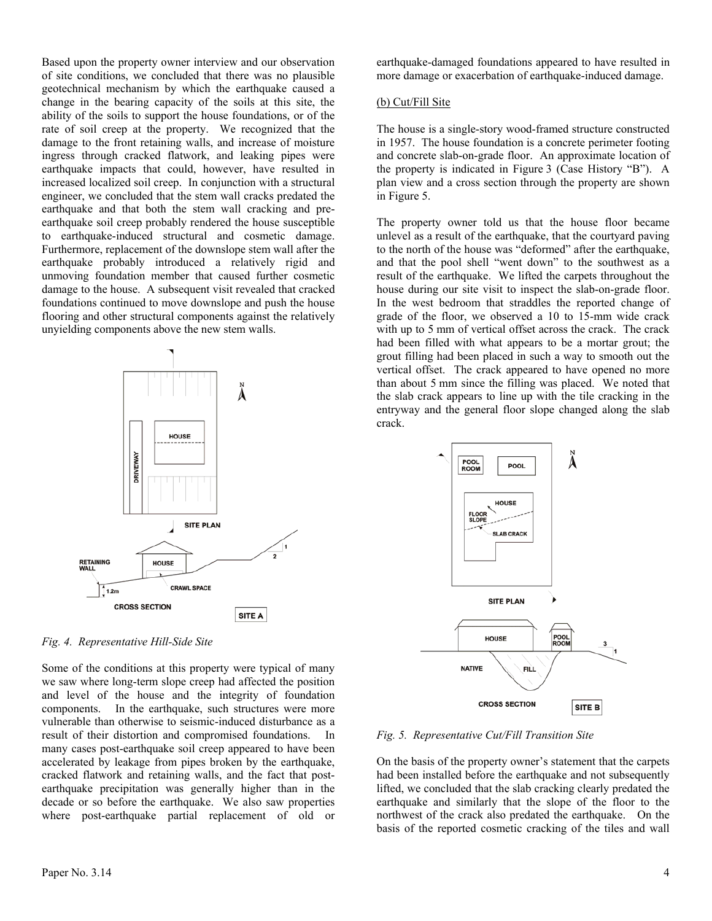Based upon the property owner interview and our observation of site conditions, we concluded that there was no plausible geotechnical mechanism by which the earthquake caused a change in the bearing capacity of the soils at this site, the ability of the soils to support the house foundations, or of the rate of soil creep at the property. We recognized that the damage to the front retaining walls, and increase of moisture ingress through cracked flatwork, and leaking pipes were earthquake impacts that could, however, have resulted in increased localized soil creep. In conjunction with a structural engineer, we concluded that the stem wall cracks predated the earthquake and that both the stem wall cracking and pre-earthquake soil creep probably rendered the house susceptible to earthquake-induced structural and cosmetic damage. Furthermore, replacement of the downslope stem wall after the earthquake probably introduced a relatively rigid and unmoving foundation member that caused further cosmetic damage to the house. A subsequent visit revealed that cracked foundations continued to move downslope and push the house flooring and other structural components against the relatively unyielding components above the new stem walls.

*Fig. 4. Representative Hill-Side Site*

Some of the conditions at this property were typical of many we saw where long-term slope creep had affected the position and level of the house and the integrity of foundation components. In the earthquake, such structures were more vulnerable than otherwise to seismic-induced disturbance as a result of their distortion and compromised foundations. In many cases post-earthquake soil creep appeared to have been accelerated by leakage from pipes broken by the earthquake, cracked flatwork and retaining walls, and the fact that post-earthquake precipitation was generally higher than in the decade or so before the earthquake. We also saw properties where post-earthquake partial replacement of old or earthquake-damaged foundations appeared to have resulted in more damage or exacerbation of earthquake-induced damage.

(b) Cut/Fill Site

The house is a single-story wood-framed structure constructed in 1957. The house foundation is a concrete perimeter footing and concrete slab-on-grade floor. An approximate location of the property is indicated in Figure 3 (Case History "B"). A plan view and a cross section through the property are shown in Figure 5.

The property owner told us that the house floor became unlevel as a result of the earthquake, that the courtyard paving to the north of the house was "deformed" after the earthquake, and that the pool shell "went down" to the southwest as a result of the earthquake. We lifted the carpets throughout the house during our site visit to inspect the slab-on-grade floor. In the west bedroom that straddles the reported change of grade of the floor, we observed a 10 to 15-mm wide crack with up to 5 mm of vertical offset across the crack. The crack had been filled with what appears to be a mortar grout; the grout filling had been placed in such a way to smooth out the vertical offset. The crack appeared to have opened no more than about 5 mm since the filling was placed. We noted that the slab crack appears to line up with the tile cracking in the entryway and the general floor slope changed along the slab crack.

*Fig. 5. Representative Cut/Fill Transition Site*

On the basis of the property owner's statement that the carpets had been installed before the earthquake and not subsequently lifted, we concluded that the slab cracking clearly predated the earthquake and similarly that the slope of the floor to the northwest of the crack also predated the earthquake. On the basis of the reported cosmetic cracking of the tiles and wall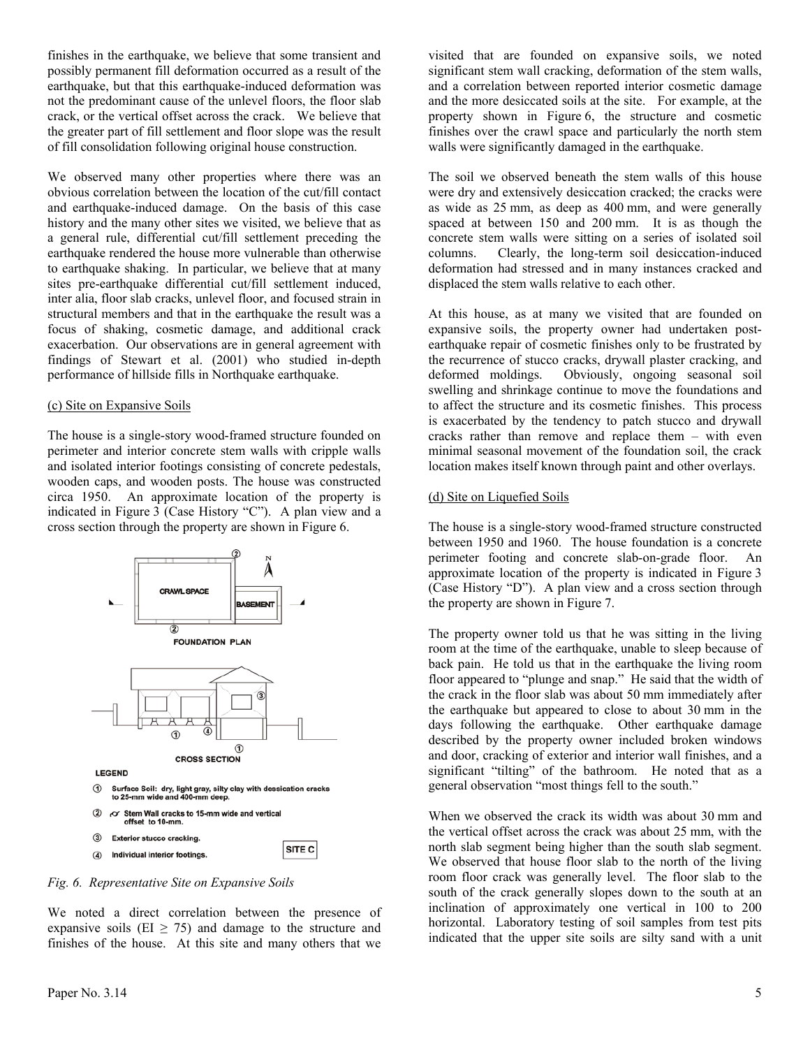finishes in the earthquake, we believe that some transient and possibly permanent fill deformation occurred as a result of the earthquake, but that this earthquake-induced deformation was not the predominant cause of the unlevel floors, the floor slab crack, or the vertical offset across the crack. We believe that the greater part of fill settlement and floor slope was the result of fill consolidation following original house construction.

We observed many other properties where there was an obvious correlation between the location of the cut/fill contact and earthquake-induced damage. On the basis of this case history and the many other sites we visited, we believe that as a general rule, differential cut/fill settlement preceding the earthquake rendered the house more vulnerable than otherwise to earthquake shaking. In particular, we believe that at many sites pre-earthquake differential cut/fill settlement induced, inter alia, floor slab cracks, unlevel floor, and focused strain in structural members and that in the earthquake the result was a focus of shaking, cosmetic damage, and additional crack exacerbation. Our observations are in general agreement with findings of Stewart et al. (2001) who studied in-depth performance of hillside fills in Northquake earthquake.

(c) Site on Expansive Soils

The house is a single-story wood-framed structure founded on perimeter and interior concrete stem walls with cripple walls and isolated interior footings consisting of concrete pedestals, wooden caps, and wooden posts. The house was constructed circa 1950. An approximate location of the property is indicated in Figure 3 (Case History "C"). A plan view and a cross section through the property are shown in Figure 6.

FOUNDATION PLAN

CROSS SECTION

LEGEND

① Surface Soil: dry, light gray, silty clay with dessication cracks to 25-mm wide and 400-mm deep.

② Stem Wall cracks to 15-mm wide and vertical offset to 10-mm.

③ Exterior stucco cracking.

④ Individual interior footings.

SITE C

*Fig. 6. Representative Site on Expansive Soils*

We noted a direct correlation between the presence of expansive soils (EI ≥ 75) and damage to the structure and finishes of the house. At this site and many others that we visited that are founded on expansive soils, we noted significant stem wall cracking, deformation of the stem walls, and a correlation between reported interior cosmetic damage and the more desiccated soils at the site. For example, at the property shown in Figure 6, the structure and cosmetic finishes over the crawl space and particularly the north stem walls were significantly damaged in the earthquake.

The soil we observed beneath the stem walls of this house were dry and extensively desiccation cracked; the cracks were as wide as 25 mm, as deep as 400 mm, and were generally spaced at between 150 and 200 mm. It is as though the concrete stem walls were sitting on a series of isolated soil columns. Clearly, the long-term soil desiccation-induced deformation had stressed and in many instances cracked and displaced the stem walls relative to each other.

At this house, as at many we visited that are founded on expansive soils, the property owner had undertaken post-earthquake repair of cosmetic finishes only to be frustrated by the recurrence of stucco cracks, drywall plaster cracking, and deformed moldings. Obviously, ongoing seasonal soil swelling and shrinkage continue to move the foundations and to affect the structure and its cosmetic finishes. This process is exacerbated by the tendency to patch stucco and drywall cracks rather than remove and replace them – with even minimal seasonal movement of the foundation soil, the crack location makes itself known through paint and other overlays.

(d) Site on Liquefied Soils

The house is a single-story wood-framed structure constructed between 1950 and 1960. The house foundation is a concrete perimeter footing and concrete slab-on-grade floor. An approximate location of the property is indicated in Figure 3 (Case History "D"). A plan view and a cross section through the property are shown in Figure 7.

The property owner told us that he was sitting in the living room at the time of the earthquake, unable to sleep because of back pain. He told us that in the earthquake the living room floor appeared to "plunge and snap." He said that the width of the crack in the floor slab was about 50 mm immediately after the earthquake but appeared to close to about 30 mm in the days following the earthquake. Other earthquake damage described by the property owner included broken windows and door, cracking of exterior and interior wall finishes, and a significant "tilting" of the bathroom. He noted that as a general observation "most things fell to the south."

When we observed the crack its width was about 30 mm and the vertical offset across the crack was about 25 mm, with the north slab segment being higher than the south slab segment. We observed that house floor slab to the north of the living room floor crack was generally level. The floor slab to the south of the crack generally slopes down to the south at an inclination of approximately one vertical in 100 to 200 horizontal. Laboratory testing of soil samples from test pits indicated that the upper site soils are silty sand with a unit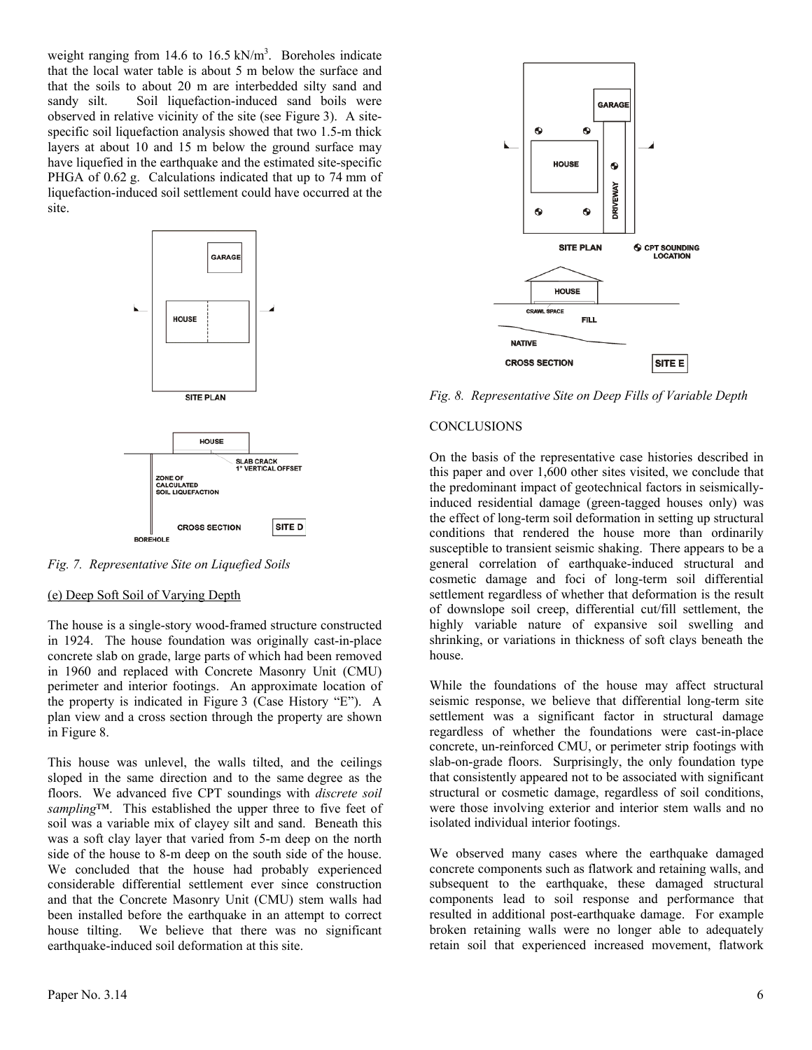weight ranging from 14.6 to 16.5 kN/m$^3$. Boreholes indicate that the local water table is about 5 m below the surface and that the soils to about 20 m are interbedded silty sand and sandy silt. Soil liquefaction-induced sand boils were observed in relative vicinity of the site (see Figure 3). A site-specific soil liquefaction analysis showed that two 1.5-m thick layers at about 10 and 15 m below the ground surface may have liquefied in the earthquake and the estimated site-specific PHGA of 0.62 g. Calculations indicated that up to 74 mm of liquefaction-induced soil settlement could have occurred at the site.

*Fig. 7. Representative Site on Liquefied Soils*

(e) Deep Soft Soil of Varying Depth

The house is a single-story wood-framed structure constructed in 1924. The house foundation was originally cast-in-place concrete slab on grade, large parts of which had been removed in 1960 and replaced with Concrete Masonry Unit (CMU) perimeter and interior footings. An approximate location of the property is indicated in Figure 3 (Case History "E"). A plan view and a cross section through the property are shown in Figure 8.

This house was unlevel, the walls tilted, and the ceilings sloped in the same direction and to the same degree as the floors. We advanced five CPT soundings with *discrete soil sampling*™. This established the upper three to five feet of soil was a variable mix of clayey silt and sand. Beneath this was a soft clay layer that varied from 5-m deep on the north side of the house to 8-m deep on the south side of the house. We concluded that the house had probably experienced considerable differential settlement ever since construction and that the Concrete Masonry Unit (CMU) stem walls had been installed before the earthquake in an attempt to correct house tilting. We believe that there was no significant earthquake-induced soil deformation at this site.

*Fig. 8. Representative Site on Deep Fills of Variable Depth*

## CONCLUSIONS

On the basis of the representative case histories described in this paper and over 1,600 other sites visited, we conclude that the predominant impact of geotechnical factors in seismically-induced residential damage (green-tagged houses only) was the effect of long-term soil deformation in setting up structural conditions that rendered the house more than ordinarily susceptible to transient seismic shaking. There appears to be a general correlation of earthquake-induced structural and cosmetic damage and foci of long-term soil differential settlement regardless of whether that deformation is the result of downslope soil creep, differential cut/fill settlement, the highly variable nature of expansive soil swelling and shrinking, or variations in thickness of soft clays beneath the house.

While the foundations of the house may affect structural seismic response, we believe that differential long-term site settlement was a significant factor in structural damage regardless of whether the foundations were cast-in-place concrete, un-reinforced CMU, or perimeter strip footings with slab-on-grade floors. Surprisingly, the only foundation type that consistently appeared not to be associated with significant structural or cosmetic damage, regardless of soil conditions, were those involving exterior and interior stem walls and no isolated individual interior footings.

We observed many cases where the earthquake damaged concrete components such as flatwork and retaining walls, and subsequent to the earthquake, these damaged structural components lead to soil response and performance that resulted in additional post-earthquake damage. For example broken retaining walls were no longer able to adequately retain soil that experienced increased movement, flatwork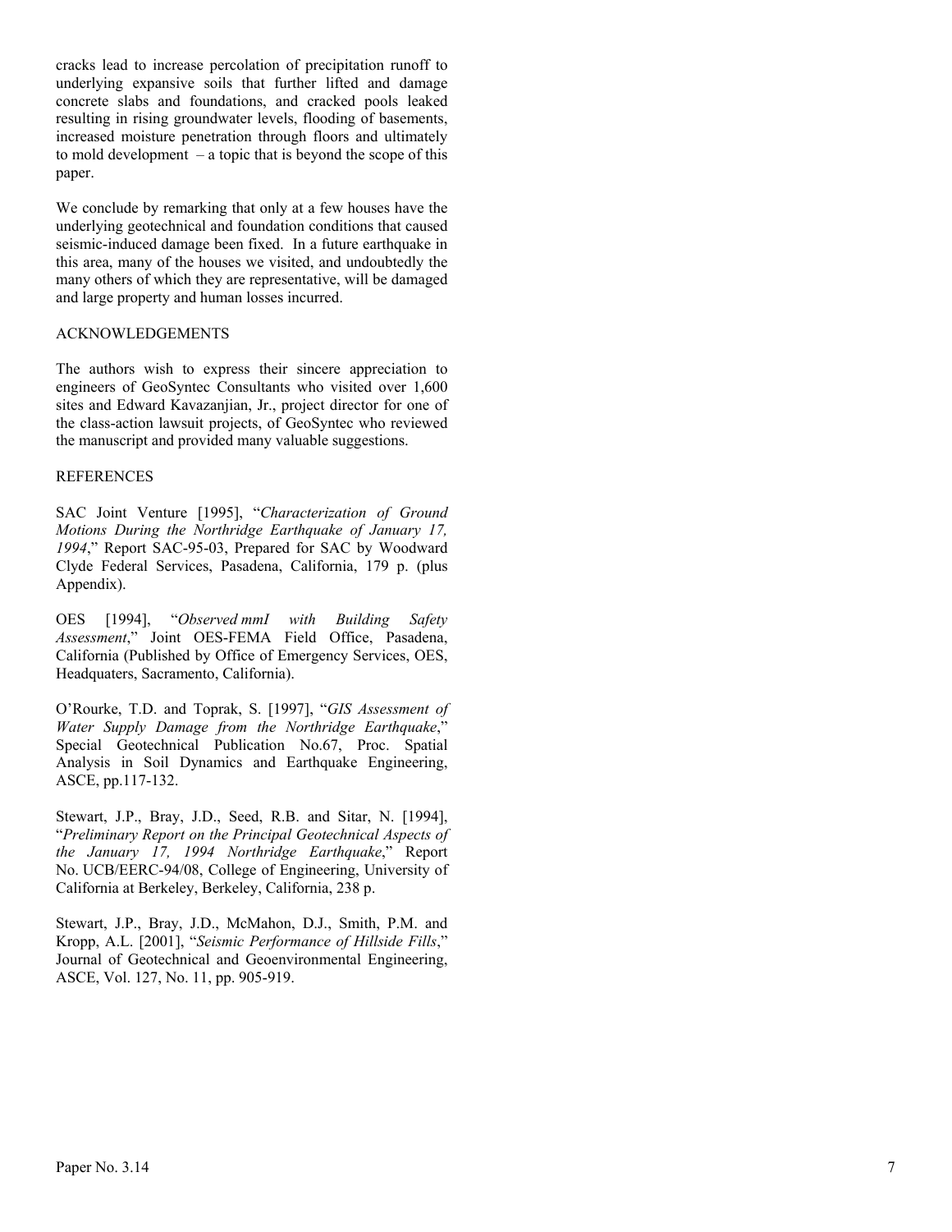cracks lead to increase percolation of precipitation runoff to underlying expansive soils that further lifted and damage concrete slabs and foundations, and cracked pools leaked resulting in rising groundwater levels, flooding of basements, increased moisture penetration through floors and ultimately to mold development – a topic that is beyond the scope of this paper.

We conclude by remarking that only at a few houses have the underlying geotechnical and foundation conditions that caused seismic-induced damage been fixed. In a future earthquake in this area, many of the houses we visited, and undoubtedly the many others of which they are representative, will be damaged and large property and human losses incurred.

## ACKNOWLEDGEMENTS

The authors wish to express their sincere appreciation to engineers of GeoSyntec Consultants who visited over 1,600 sites and Edward Kavazanjian, Jr., project director for one of the class-action lawsuit projects, of GeoSyntec who reviewed the manuscript and provided many valuable suggestions.

## REFERENCES

SAC Joint Venture [1995], "*Characterization of Ground Motions During the Northridge Earthquake of January 17, 1994*," Report SAC-95-03, Prepared for SAC by Woodward Clyde Federal Services, Pasadena, California, 179 p. (plus Appendix).

OES [1994], "*Observed mmI with Building Safety Assessment*," Joint OES-FEMA Field Office, Pasadena, California (Published by Office of Emergency Services, OES, Headquaters, Sacramento, California).

O'Rourke, T.D. and Toprak, S. [1997], "*GIS Assessment of Water Supply Damage from the Northridge Earthquake*," Special Geotechnical Publication No.67, Proc. Spatial Analysis in Soil Dynamics and Earthquake Engineering, ASCE, pp.117-132.

Stewart, J.P., Bray, J.D., Seed, R.B. and Sitar, N. [1994], "*Preliminary Report on the Principal Geotechnical Aspects of the January 17, 1994 Northridge Earthquake*," Report No. UCB/EERC-94/08, College of Engineering, University of California at Berkeley, Berkeley, California, 238 p.

Stewart, J.P., Bray, J.D., McMahon, D.J., Smith, P.M. and Kropp, A.L. [2001], "*Seismic Performance of Hillside Fills*," Journal of Geotechnical and Geoenvironmental Engineering, ASCE, Vol. 127, No. 11, pp. 905-919.